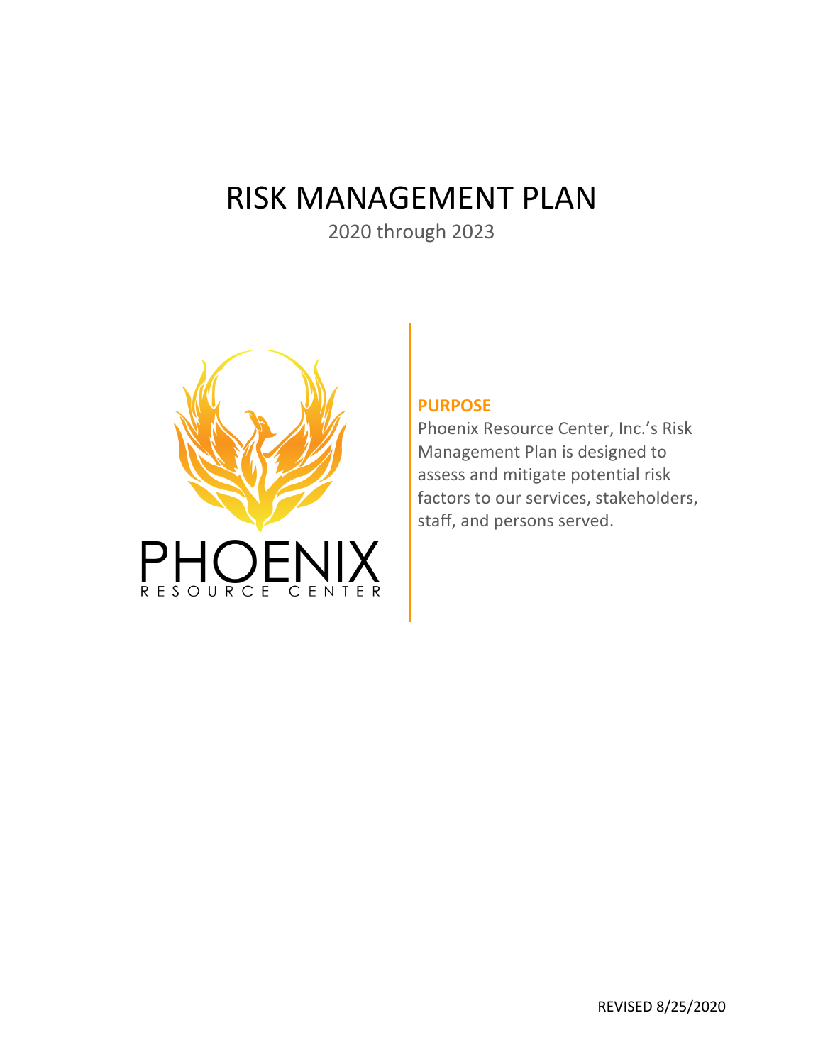# RISK MANAGEMENT PLAN

2020 through 2023

PHOENIX

RESOURCE CENTER

## PURPOSE

Phoenix Resource Center, Inc.'s Risk Management Plan is designed to assess and mitigate potential risk factors to our services, stakeholders, staff, and persons served.

REVISED 8/25/2020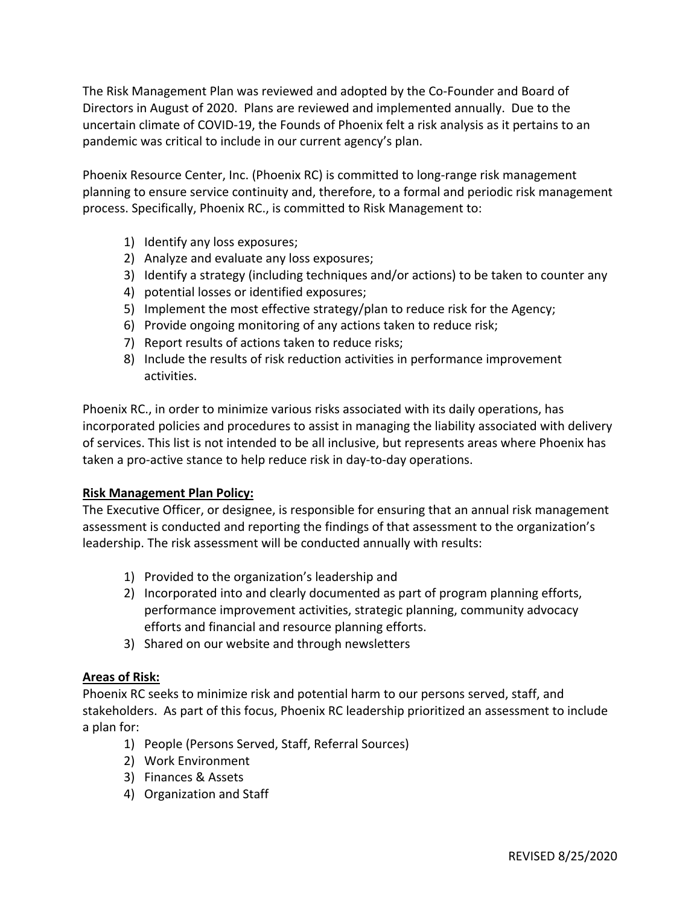The Risk Management Plan was reviewed and adopted by the Co-Founder and Board of Directors in August of 2020. Plans are reviewed and implemented annually. Due to the uncertain climate of COVID-19, the Founds of Phoenix felt a risk analysis as it pertains to an pandemic was critical to include in our current agency's plan.

Phoenix Resource Center, Inc. (Phoenix RC) is committed to long-range risk management planning to ensure service continuity and, therefore, to a formal and periodic risk management process. Specifically, Phoenix RC., is committed to Risk Management to:

1) Identify any loss exposures;
2) Analyze and evaluate any loss exposures;
3) Identify a strategy (including techniques and/or actions) to be taken to counter any
4) potential losses or identified exposures;
5) Implement the most effective strategy/plan to reduce risk for the Agency;
6) Provide ongoing monitoring of any actions taken to reduce risk;
7) Report results of actions taken to reduce risks;
8) Include the results of risk reduction activities in performance improvement activities.

Phoenix RC., in order to minimize various risks associated with its daily operations, has incorporated policies and procedures to assist in managing the liability associated with delivery of services. This list is not intended to be all inclusive, but represents areas where Phoenix has taken a pro-active stance to help reduce risk in day-to-day operations.

**Risk Management Plan Policy:**

The Executive Officer, or designee, is responsible for ensuring that an annual risk management assessment is conducted and reporting the findings of that assessment to the organization's leadership. The risk assessment will be conducted annually with results:

1) Provided to the organization's leadership and
2) Incorporated into and clearly documented as part of program planning efforts, performance improvement activities, strategic planning, community advocacy efforts and financial and resource planning efforts.
3) Shared on our website and through newsletters

**Areas of Risk:**

Phoenix RC seeks to minimize risk and potential harm to our persons served, staff, and stakeholders. As part of this focus, Phoenix RC leadership prioritized an assessment to include a plan for:

1) People (Persons Served, Staff, Referral Sources)
2) Work Environment
3) Finances & Assets
4) Organization and Staff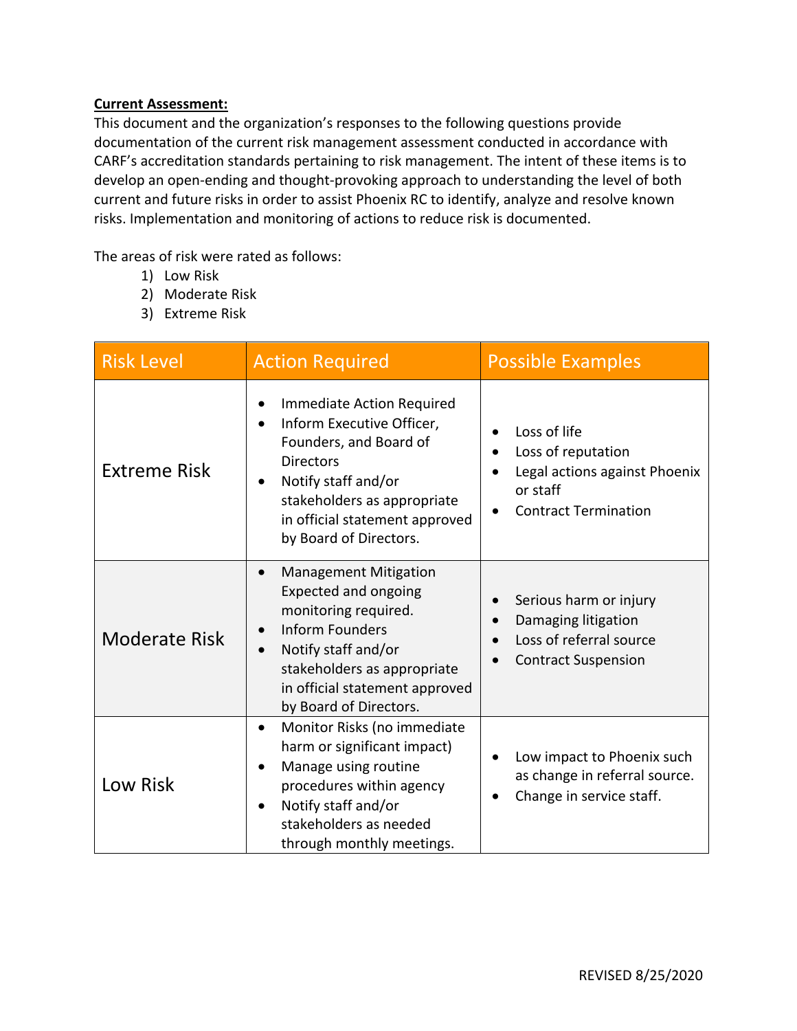**Current Assessment:**

This document and the organization's responses to the following questions provide documentation of the current risk management assessment conducted in accordance with CARF's accreditation standards pertaining to risk management. The intent of these items is to develop an open-ending and thought-provoking approach to understanding the level of both current and future risks in order to assist Phoenix RC to identify, analyze and resolve known risks. Implementation and monitoring of actions to reduce risk is documented.

The areas of risk were rated as follows:

1) Low Risk
2) Moderate Risk
3) Extreme Risk

| Risk Level | Action Required | Possible Examples |
| --- | --- | --- |
| Extreme Risk | • Immediate Action Required<br>• Inform Executive Officer, Founders, and Board of Directors<br>• Notify staff and/or stakeholders as appropriate in official statement approved by Board of Directors. | • Loss of life<br>• Loss of reputation<br>• Legal actions against Phoenix or staff<br>• Contract Termination |
| Moderate Risk | • Management Mitigation Expected and ongoing monitoring required.<br>• Inform Founders<br>• Notify staff and/or stakeholders as appropriate in official statement approved by Board of Directors. | • Serious harm or injury<br>• Damaging litigation<br>• Loss of referral source<br>• Contract Suspension |
| Low Risk | • Monitor Risks (no immediate harm or significant impact)<br>• Manage using routine procedures within agency<br>• Notify staff and/or stakeholders as needed through monthly meetings. | • Low impact to Phoenix such as change in referral source.<br>• Change in service staff. |

REVISED 8/25/2020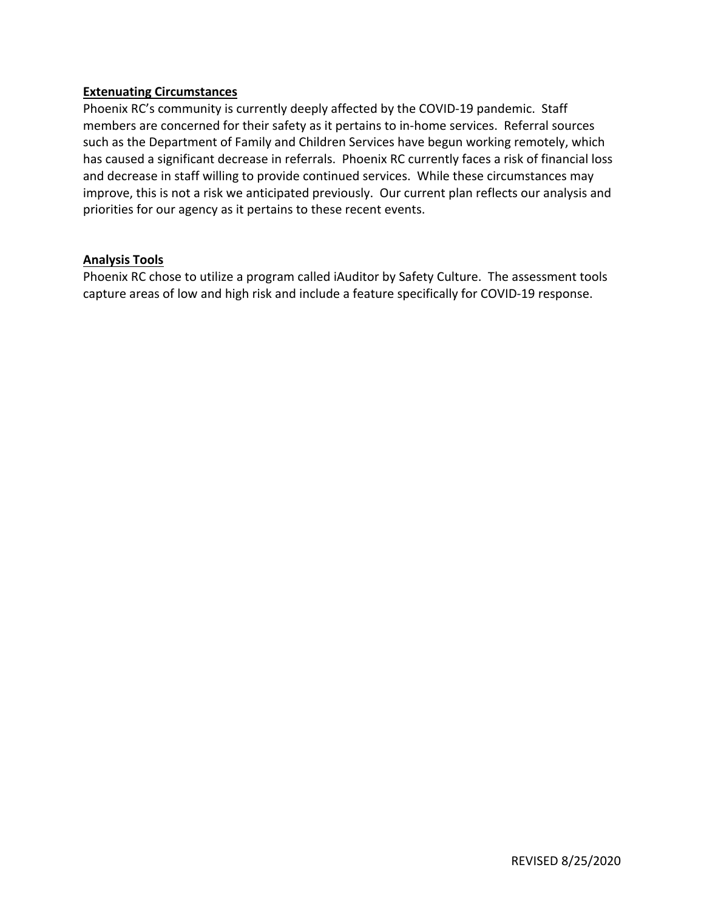**Extenuating Circumstances**

Phoenix RC's community is currently deeply affected by the COVID-19 pandemic. Staff members are concerned for their safety as it pertains to in-home services. Referral sources such as the Department of Family and Children Services have begun working remotely, which has caused a significant decrease in referrals. Phoenix RC currently faces a risk of financial loss and decrease in staff willing to provide continued services. While these circumstances may improve, this is not a risk we anticipated previously. Our current plan reflects our analysis and priorities for our agency as it pertains to these recent events.

**Analysis Tools**

Phoenix RC chose to utilize a program called iAuditor by Safety Culture. The assessment tools capture areas of low and high risk and include a feature specifically for COVID-19 response.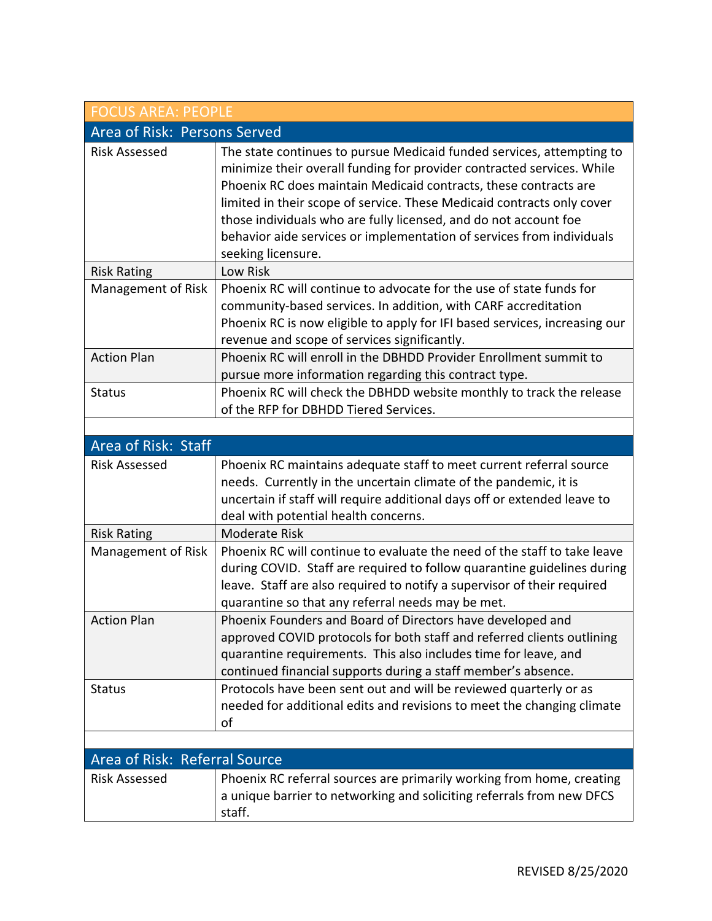## FOCUS AREA: PEOPLE

### Area of Risk: Persons Served

| | |
|---|---|
| Risk Assessed | The state continues to pursue Medicaid funded services, attempting to minimize their overall funding for provider contracted services. While Phoenix RC does maintain Medicaid contracts, these contracts are limited in their scope of service. These Medicaid contracts only cover those individuals who are fully licensed, and do not account foe behavior aide services or implementation of services from individuals seeking licensure. |
| Risk Rating | Low Risk |
| Management of Risk | Phoenix RC will continue to advocate for the use of state funds for community-based services. In addition, with CARF accreditation Phoenix RC is now eligible to apply for IFI based services, increasing our revenue and scope of services significantly. |
| Action Plan | Phoenix RC will enroll in the DBHDD Provider Enrollment summit to pursue more information regarding this contract type. |
| Status | Phoenix RC will check the DBHDD website monthly to track the release of the RFP for DBHDD Tiered Services. |

### Area of Risk: Staff

| | |
|---|---|
| Risk Assessed | Phoenix RC maintains adequate staff to meet current referral source needs. Currently in the uncertain climate of the pandemic, it is uncertain if staff will require additional days off or extended leave to deal with potential health concerns. |
| Risk Rating | Moderate Risk |
| Management of Risk | Phoenix RC will continue to evaluate the need of the staff to take leave during COVID. Staff are required to follow quarantine guidelines during leave. Staff are also required to notify a supervisor of their required quarantine so that any referral needs may be met. |
| Action Plan | Phoenix Founders and Board of Directors have developed and approved COVID protocols for both staff and referred clients outlining quarantine requirements. This also includes time for leave, and continued financial supports during a staff member's absence. |
| Status | Protocols have been sent out and will be reviewed quarterly or as needed for additional edits and revisions to meet the changing climate of |

### Area of Risk: Referral Source

| | |
|---|---|
| Risk Assessed | Phoenix RC referral sources are primarily working from home, creating a unique barrier to networking and soliciting referrals from new DFCS staff. |

REVISED 8/25/2020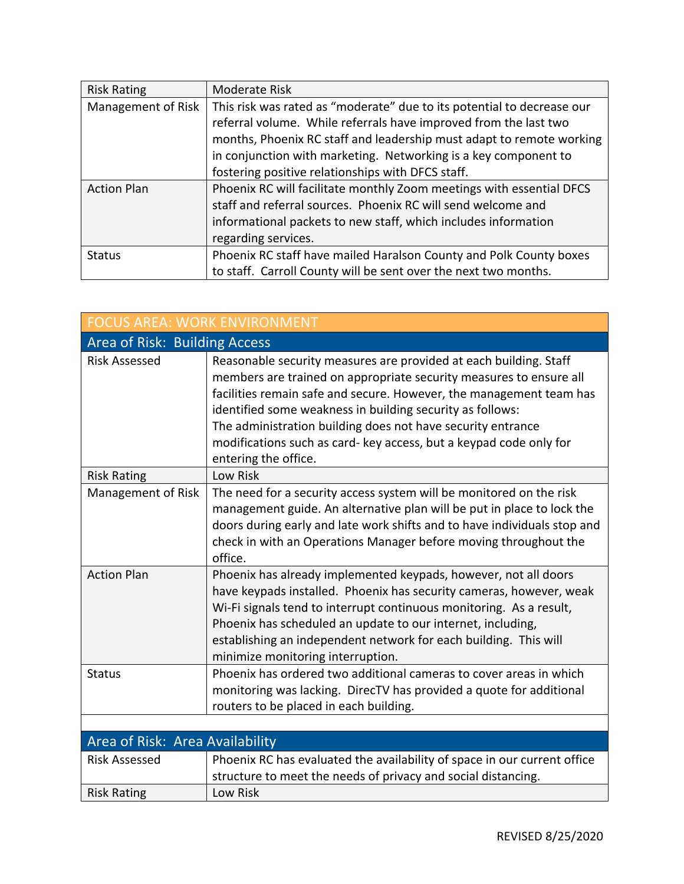| | |
|---|---|
| Risk Rating | Moderate Risk |
| Management of Risk | This risk was rated as "moderate" due to its potential to decrease our referral volume. While referrals have improved from the last two months, Phoenix RC staff and leadership must adapt to remote working in conjunction with marketing. Networking is a key component to fostering positive relationships with DFCS staff. |
| Action Plan | Phoenix RC will facilitate monthly Zoom meetings with essential DFCS staff and referral sources. Phoenix RC will send welcome and informational packets to new staff, which includes information regarding services. |
| Status | Phoenix RC staff have mailed Haralson County and Polk County boxes to staff. Carroll County will be sent over the next two months. |

## FOCUS AREA: WORK ENVIRONMENT

### Area of Risk: Building Access

| | |
|---|---|
| Risk Assessed | Reasonable security measures are provided at each building. Staff members are trained on appropriate security measures to ensure all facilities remain safe and secure. However, the management team has identified some weakness in building security as follows: The administration building does not have security entrance modifications such as card- key access, but a keypad code only for entering the office. |
| Risk Rating | Low Risk |
| Management of Risk | The need for a security access system will be monitored on the risk management guide. An alternative plan will be put in place to lock the doors during early and late work shifts and to have individuals stop and check in with an Operations Manager before moving throughout the office. |
| Action Plan | Phoenix has already implemented keypads, however, not all doors have keypads installed. Phoenix has security cameras, however, weak Wi-Fi signals tend to interrupt continuous monitoring. As a result, Phoenix has scheduled an update to our internet, including, establishing an independent network for each building. This will minimize monitoring interruption. |
| Status | Phoenix has ordered two additional cameras to cover areas in which monitoring was lacking. DirecTV has provided a quote for additional routers to be placed in each building. |

### Area of Risk: Area Availability

| | |
|---|---|
| Risk Assessed | Phoenix RC has evaluated the availability of space in our current office structure to meet the needs of privacy and social distancing. |
| Risk Rating | Low Risk |

REVISED 8/25/2020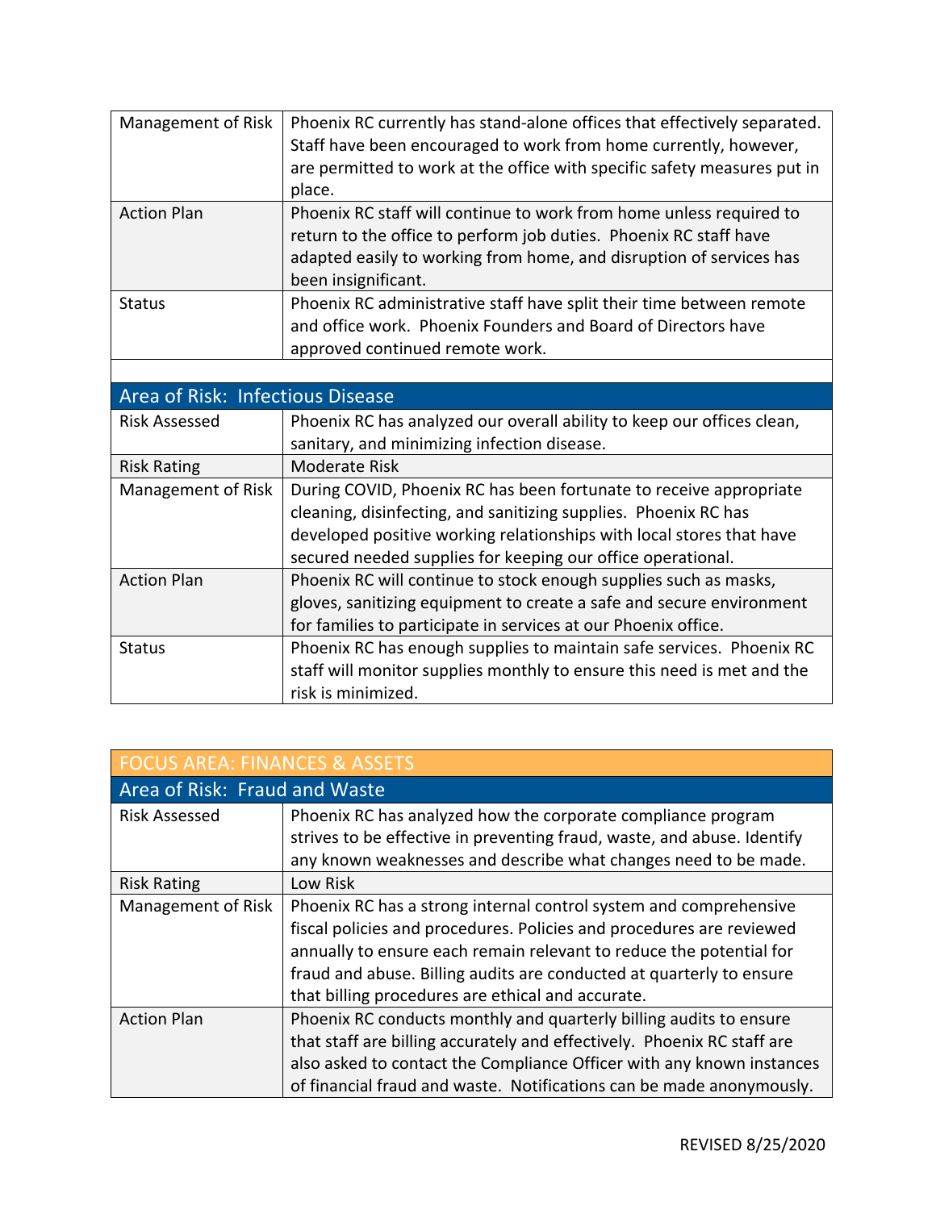| | |
|---|---|
| Management of Risk | Phoenix RC currently has stand-alone offices that effectively separated. Staff have been encouraged to work from home currently, however, are permitted to work at the office with specific safety measures put in place. |
| Action Plan | Phoenix RC staff will continue to work from home unless required to return to the office to perform job duties. Phoenix RC staff have adapted easily to working from home, and disruption of services has been insignificant. |
| Status | Phoenix RC administrative staff have split their time between remote and office work. Phoenix Founders and Board of Directors have approved continued remote work. |

| Area of Risk: Infectious Disease | |
|---|---|
| Risk Assessed | Phoenix RC has analyzed our overall ability to keep our offices clean, sanitary, and minimizing infection disease. |
| Risk Rating | Moderate Risk |
| Management of Risk | During COVID, Phoenix RC has been fortunate to receive appropriate cleaning, disinfecting, and sanitizing supplies. Phoenix RC has developed positive working relationships with local stores that have secured needed supplies for keeping our office operational. |
| Action Plan | Phoenix RC will continue to stock enough supplies such as masks, gloves, sanitizing equipment to create a safe and secure environment for families to participate in services at our Phoenix office. |
| Status | Phoenix RC has enough supplies to maintain safe services. Phoenix RC staff will monitor supplies monthly to ensure this need is met and the risk is minimized. |

| FOCUS AREA: FINANCES & ASSETS | |
|---|---|
| **Area of Risk: Fraud and Waste** | |
| Risk Assessed | Phoenix RC has analyzed how the corporate compliance program strives to be effective in preventing fraud, waste, and abuse. Identify any known weaknesses and describe what changes need to be made. |
| Risk Rating | Low Risk |
| Management of Risk | Phoenix RC has a strong internal control system and comprehensive fiscal policies and procedures. Policies and procedures are reviewed annually to ensure each remain relevant to reduce the potential for fraud and abuse. Billing audits are conducted at quarterly to ensure that billing procedures are ethical and accurate. |
| Action Plan | Phoenix RC conducts monthly and quarterly billing audits to ensure that staff are billing accurately and effectively. Phoenix RC staff are also asked to contact the Compliance Officer with any known instances of financial fraud and waste. Notifications can be made anonymously. |

REVISED 8/25/2020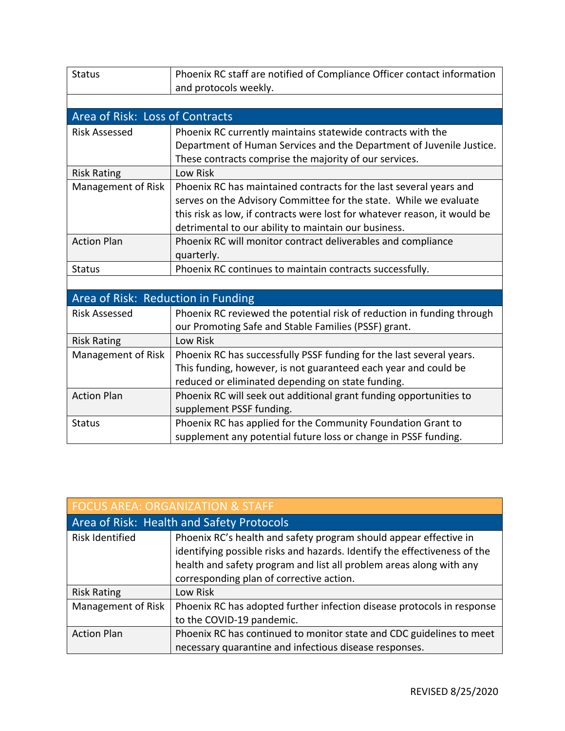| Status | Phoenix RC staff are notified of Compliance Officer contact information and protocols weekly. |
|---|---|

| Area of Risk: Loss of Contracts | |
|---|---|
| Risk Assessed | Phoenix RC currently maintains statewide contracts with the Department of Human Services and the Department of Juvenile Justice. These contracts comprise the majority of our services. |
| Risk Rating | Low Risk |
| Management of Risk | Phoenix RC has maintained contracts for the last several years and serves on the Advisory Committee for the state. While we evaluate this risk as low, if contracts were lost for whatever reason, it would be detrimental to our ability to maintain our business. |
| Action Plan | Phoenix RC will monitor contract deliverables and compliance quarterly. |
| Status | Phoenix RC continues to maintain contracts successfully. |

| Area of Risk: Reduction in Funding | |
|---|---|
| Risk Assessed | Phoenix RC reviewed the potential risk of reduction in funding through our Promoting Safe and Stable Families (PSSF) grant. |
| Risk Rating | Low Risk |
| Management of Risk | Phoenix RC has successfully PSSF funding for the last several years. This funding, however, is not guaranteed each year and could be reduced or eliminated depending on state funding. |
| Action Plan | Phoenix RC will seek out additional grant funding opportunities to supplement PSSF funding. |
| Status | Phoenix RC has applied for the Community Foundation Grant to supplement any potential future loss or change in PSSF funding. |

| FOCUS AREA: ORGANIZATION & STAFF | |
|---|---|
| Area of Risk: Health and Safety Protocols | |
| Risk Identified | Phoenix RC's health and safety program should appear effective in identifying possible risks and hazards. Identify the effectiveness of the health and safety program and list all problem areas along with any corresponding plan of corrective action. |
| Risk Rating | Low Risk |
| Management of Risk | Phoenix RC has adopted further infection disease protocols in response to the COVID-19 pandemic. |
| Action Plan | Phoenix RC has continued to monitor state and CDC guidelines to meet necessary quarantine and infectious disease responses. |

REVISED 8/25/2020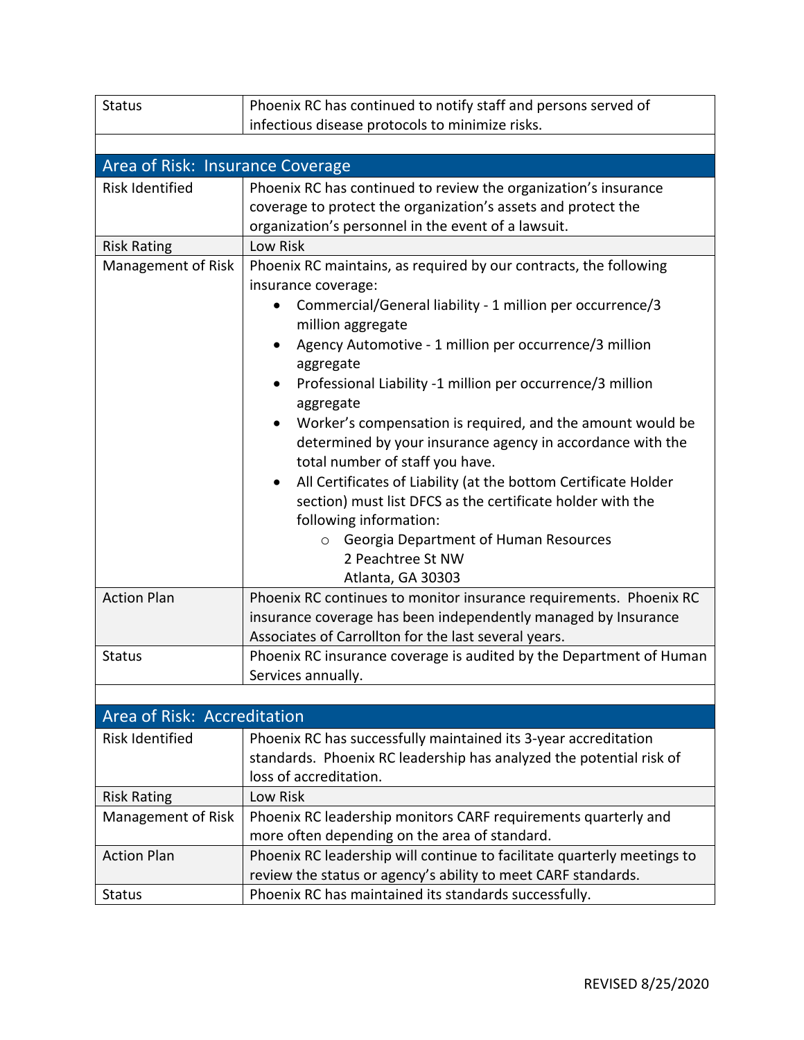| | |
|---|---|
| Status | Phoenix RC has continued to notify staff and persons served of infectious disease protocols to minimize risks. |

| Area of Risk: Insurance Coverage | |
|---|---|
| Risk Identified | Phoenix RC has continued to review the organization's insurance coverage to protect the organization's assets and protect the organization's personnel in the event of a lawsuit. |
| Risk Rating | Low Risk |
| Management of Risk | Phoenix RC maintains, as required by our contracts, the following insurance coverage:<br>• Commercial/General liability - 1 million per occurrence/3 million aggregate<br>• Agency Automotive - 1 million per occurrence/3 million aggregate<br>• Professional Liability -1 million per occurrence/3 million aggregate<br>• Worker's compensation is required, and the amount would be determined by your insurance agency in accordance with the total number of staff you have.<br>• All Certificates of Liability (at the bottom Certificate Holder section) must list DFCS as the certificate holder with the following information:<br>&nbsp;&nbsp;&nbsp;&nbsp;○ Georgia Department of Human Resources<br>&nbsp;&nbsp;&nbsp;&nbsp;&nbsp;&nbsp;&nbsp;2 Peachtree St NW<br>&nbsp;&nbsp;&nbsp;&nbsp;&nbsp;&nbsp;&nbsp;Atlanta, GA 30303 |
| Action Plan | Phoenix RC continues to monitor insurance requirements. Phoenix RC insurance coverage has been independently managed by Insurance Associates of Carrollton for the last several years. |
| Status | Phoenix RC insurance coverage is audited by the Department of Human Services annually. |

| Area of Risk: Accreditation | |
|---|---|
| Risk Identified | Phoenix RC has successfully maintained its 3-year accreditation standards. Phoenix RC leadership has analyzed the potential risk of loss of accreditation. |
| Risk Rating | Low Risk |
| Management of Risk | Phoenix RC leadership monitors CARF requirements quarterly and more often depending on the area of standard. |
| Action Plan | Phoenix RC leadership will continue to facilitate quarterly meetings to review the status or agency's ability to meet CARF standards. |
| Status | Phoenix RC has maintained its standards successfully. |

REVISED 8/25/2020